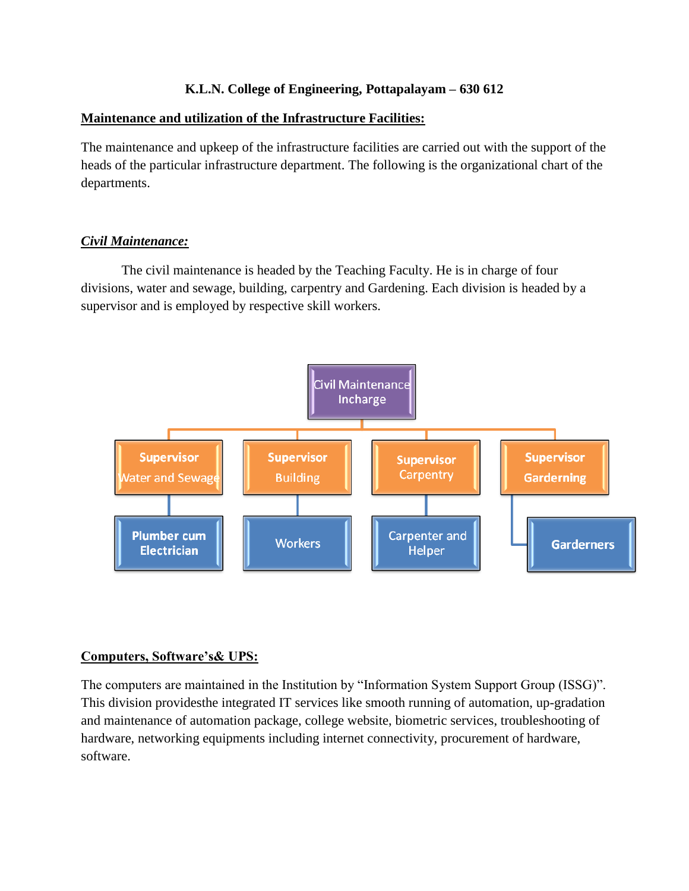**K.L.N. College of Engineering, Pottapalayam – 630 612**

## Maintenance and utilization of the Infrastructure Facilities:

The maintenance and upkeep of the infrastructure facilities are carried out with the support of the heads of the particular infrastructure department. The following is the organizational chart of the departments.

### *Civil Maintenance:*

The civil maintenance is headed by the Teaching Faculty. He is in charge of four divisions, water and sewage, building, carpentry and Gardening. Each division is headed by a supervisor and is employed by respective skill workers.

- Civil Maintenance Incharge
  - Supervisor Water and Sewage
    - Plumber cum Electrician
  - Supervisor Building
    - Workers
  - Supervisor Carpentry
    - Carpenter and Helper
  - Supervisor Garderning
    - Garderners

## Computers, Software's& UPS:

The computers are maintained in the Institution by "Information System Support Group (ISSG)". This division providesthe integrated IT services like smooth running of automation, up-gradation and maintenance of automation package, college website, biometric services, troubleshooting of hardware, networking equipments including internet connectivity, procurement of hardware, software.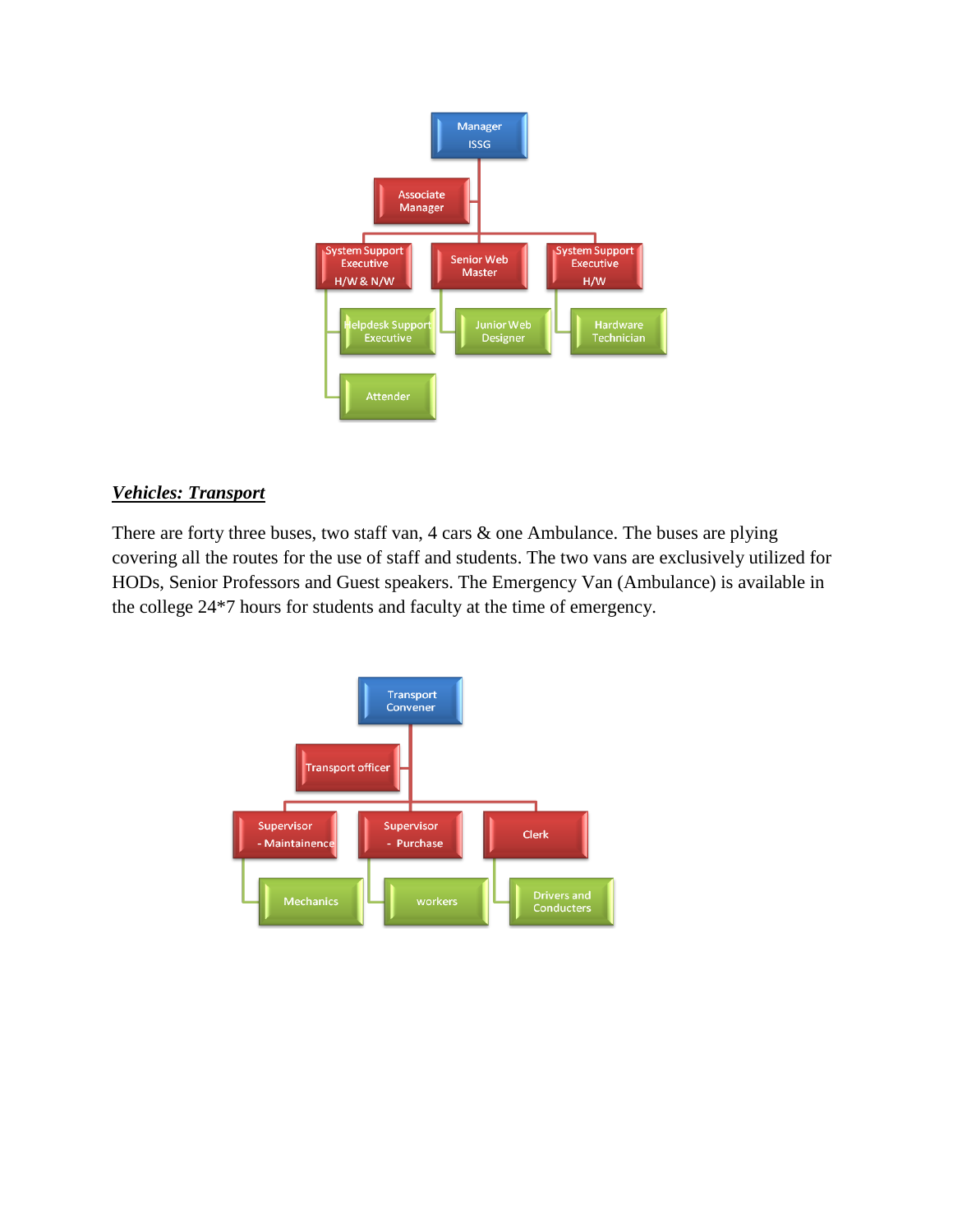Manager ISSG

Associate Manager

System Support Executive H/W & N/W

- Helpdesk Support Executive
- Attender

Senior Web Master

- Junior Web Designer

System Support Executive H/W

- Hardware Technician

***Vehicles: Transport***

There are forty three buses, two staff van, 4 cars & one Ambulance. The buses are plying covering all the routes for the use of staff and students. The two vans are exclusively utilized for HODs, Senior Professors and Guest speakers. The Emergency Van (Ambulance) is available in the college 24*7 hours for students and faculty at the time of emergency.

Transport Convener

Transport officer

Supervisor - Maintainence

- Mechanics

Supervisor - Purchase

- workers

Clerk

- Drivers and Conducters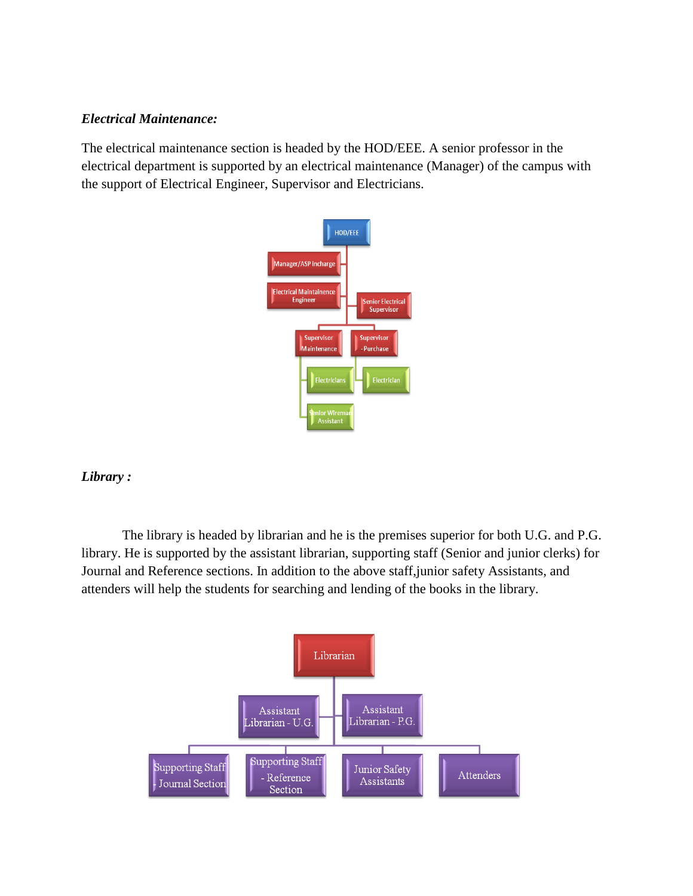***Electrical Maintenance:***

The electrical maintenance section is headed by the HOD/EEE. A senior professor in the electrical department is supported by an electrical maintenance (Manager) of the campus with the support of Electrical Engineer, Supervisor and Electricians.

- HOD/EEE
  - Manager/ASP Incharge
  - Electrical Maintainence Engineer
  - Senior Electrical Supervisor
    - Supervisor Maintenance
      - Electricians
      - Senior Wireman Assistant
    - Supervisor - Purchase
      - Electrician

***Library :***

The library is headed by librarian and he is the premises superior for both U.G. and P.G. library. He is supported by the assistant librarian, supporting staff (Senior and junior clerks) for Journal and Reference sections. In addition to the above staff,junior safety Assistants, and attenders will help the students for searching and lending of the books in the library.

- Librarian
  - Assistant Librarian - U.G.
  - Assistant Librarian - P.G.
  - Supporting Staff - Journal Section
  - Supporting Staff - Reference Section
  - Junior Safety Assistants
  - Attenders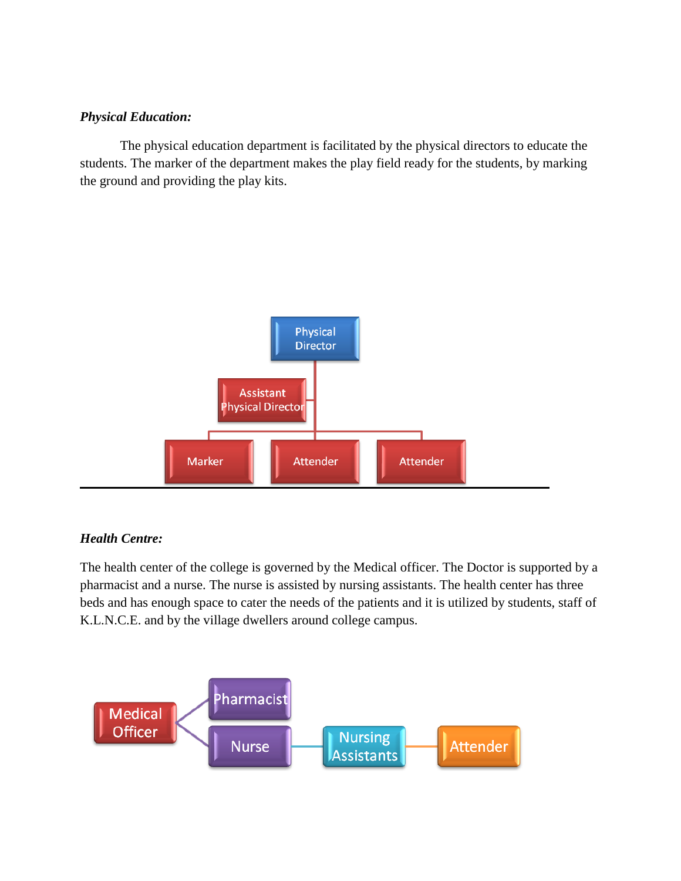***Physical Education:***

The physical education department is facilitated by the physical directors to educate the students. The marker of the department makes the play field ready for the students, by marking the ground and providing the play kits.

- Physical Director
  - Assistant Physical Director
  - Marker
  - Attender
  - Attender

---

***Health Centre:***

The health center of the college is governed by the Medical officer. The Doctor is supported by a pharmacist and a nurse. The nurse is assisted by nursing assistants. The health center has three beds and has enough space to cater the needs of the patients and it is utilized by students, staff of K.L.N.C.E. and by the village dwellers around college campus.

- Medical Officer
  - Pharmacist
  - Nurse
    - Nursing Assistants
      - Attender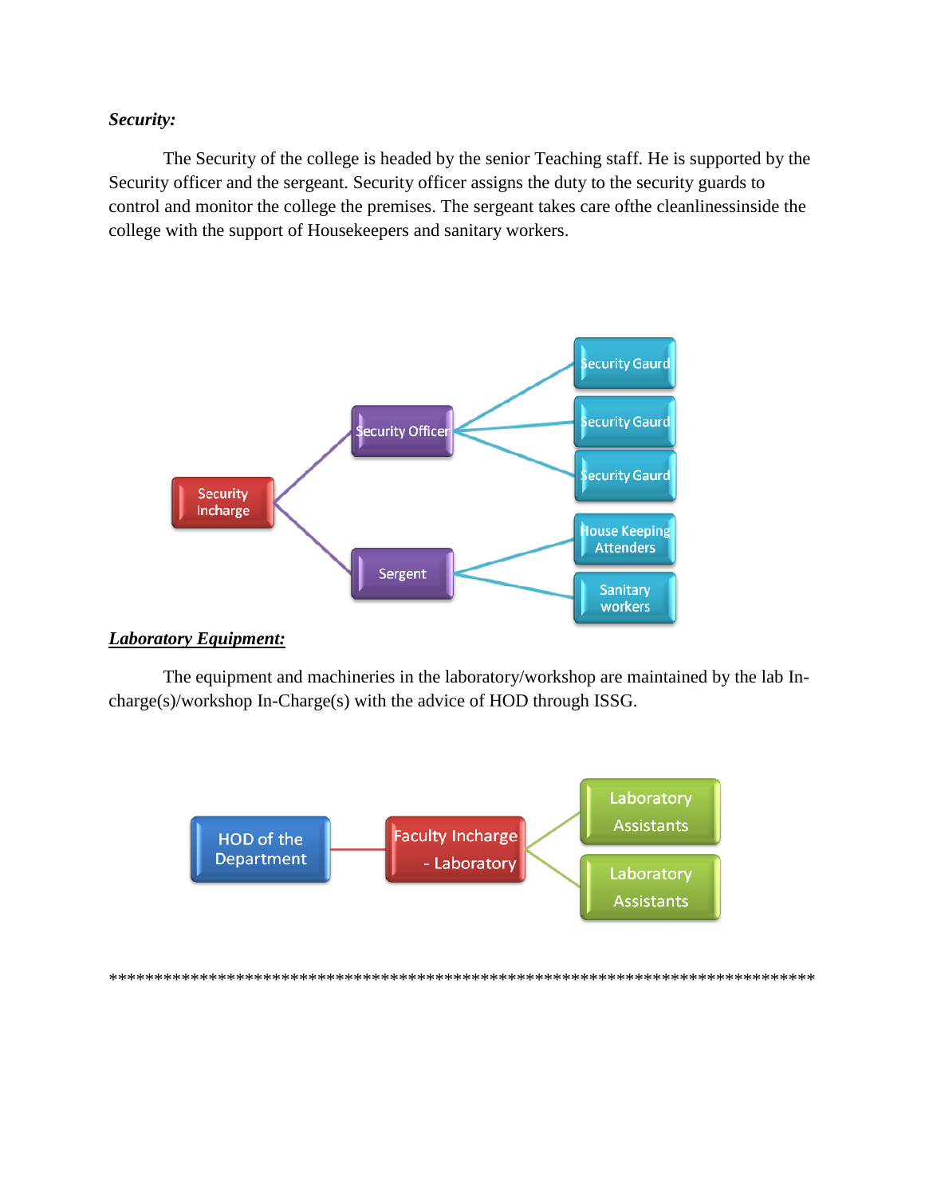***Security:***

The Security of the college is headed by the senior Teaching staff. He is supported by the Security officer and the sergeant. Security officer assigns the duty to the security guards to control and monitor the college the premises. The sergeant takes care ofthe cleanlinessinside the college with the support of Housekeepers and sanitary workers.

Security Incharge

Security Officer

Sergent

Security Gaurd

Security Gaurd

Security Gaurd

House Keeping Attenders

Sanitary workers

***Laboratory Equipment:***

The equipment and machineries in the laboratory/workshop are maintained by the lab In-charge(s)/workshop In-Charge(s) with the advice of HOD through ISSG.

HOD of the Department

Faculty Incharge - Laboratory

Laboratory Assistants

Laboratory Assistants

*********************************************************************************